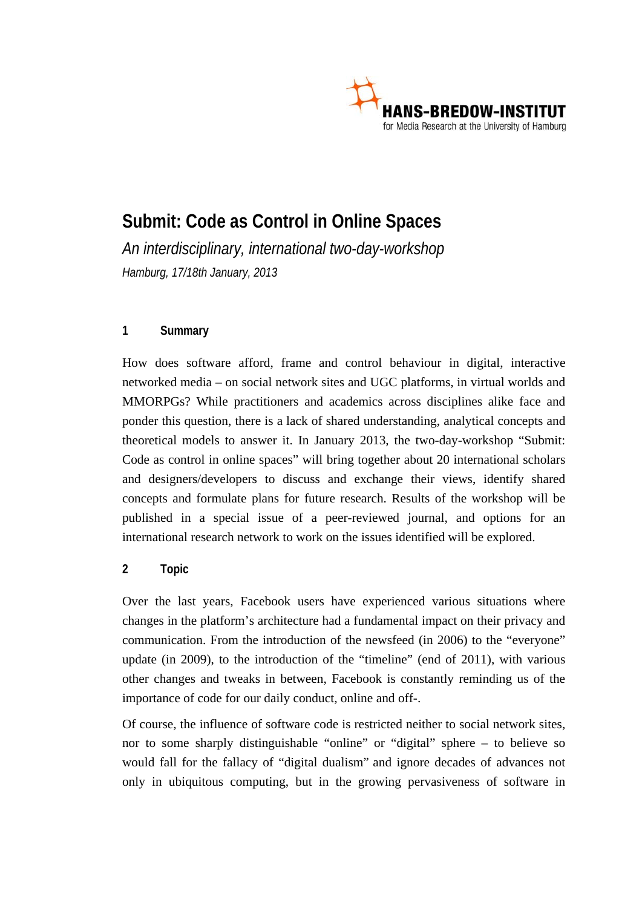HANS-BREDOW-INSTITUT
for Media Research at the University of Hamburg

# Submit: Code as Control in Online Spaces

*An interdisciplinary, international two-day-workshop*

*Hamburg, 17/18th January, 2013*

## 1 Summary

How does software afford, frame and control behaviour in digital, interactive networked media – on social network sites and UGC platforms, in virtual worlds and MMORPGs? While practitioners and academics across disciplines alike face and ponder this question, there is a lack of shared understanding, analytical concepts and theoretical models to answer it. In January 2013, the two-day-workshop "Submit: Code as control in online spaces" will bring together about 20 international scholars and designers/developers to discuss and exchange their views, identify shared concepts and formulate plans for future research. Results of the workshop will be published in a special issue of a peer-reviewed journal, and options for an international research network to work on the issues identified will be explored.

## 2 Topic

Over the last years, Facebook users have experienced various situations where changes in the platform's architecture had a fundamental impact on their privacy and communication. From the introduction of the newsfeed (in 2006) to the "everyone" update (in 2009), to the introduction of the "timeline" (end of 2011), with various other changes and tweaks in between, Facebook is constantly reminding us of the importance of code for our daily conduct, online and off-.

Of course, the influence of software code is restricted neither to social network sites, nor to some sharply distinguishable "online" or "digital" sphere – to believe so would fall for the fallacy of "digital dualism" and ignore decades of advances not only in ubiquitous computing, but in the growing pervasiveness of software in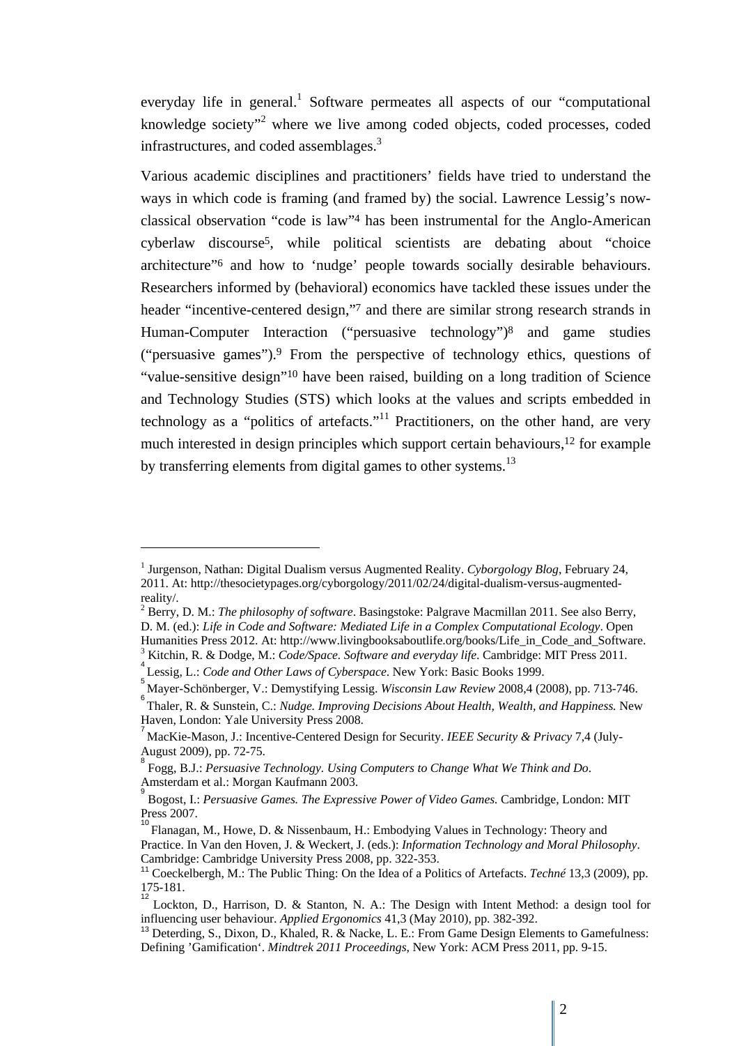everyday life in general.[1] Software permeates all aspects of our "computational knowledge society"[2] where we live among coded objects, coded processes, coded infrastructures, and coded assemblages.[3]

Various academic disciplines and practitioners' fields have tried to understand the ways in which code is framing (and framed by) the social. Lawrence Lessig's now-classical observation "code is law"[4] has been instrumental for the Anglo-American cyberlaw discourse[5], while political scientists are debating about "choice architecture"[6] and how to 'nudge' people towards socially desirable behaviours. Researchers informed by (behavioral) economics have tackled these issues under the header "incentive-centered design,"[7] and there are similar strong research strands in Human-Computer Interaction ("persuasive technology")[8] and game studies ("persuasive games").[9] From the perspective of technology ethics, questions of "value-sensitive design"[10] have been raised, building on a long tradition of Science and Technology Studies (STS) which looks at the values and scripts embedded in technology as a "politics of artefacts."[11] Practitioners, on the other hand, are very much interested in design principles which support certain behaviours,[12] for example by transferring elements from digital games to other systems.[13]

---

[1] Jurgenson, Nathan: Digital Dualism versus Augmented Reality. *Cyborgology Blog*, February 24, 2011. At: http://thesocietypages.org/cyborgology/2011/02/24/digital-dualism-versus-augmented-reality/.

[2] Berry, D. M.: *The philosophy of software*. Basingstoke: Palgrave Macmillan 2011. See also Berry, D. M. (ed.): *Life in Code and Software: Mediated Life in a Complex Computational Ecology*. Open Humanities Press 2012. At: http://www.livingbooksaboutlife.org/books/Life_in_Code_and_Software.

[3] Kitchin, R. & Dodge, M.: *Code/Space. Software and everyday life*. Cambridge: MIT Press 2011.

[4] Lessig, L.: *Code and Other Laws of Cyberspace*. New York: Basic Books 1999.

[5] Mayer-Schönberger, V.: Demystifying Lessig. *Wisconsin Law Review* 2008,4 (2008), pp. 713-746.

[6] Thaler, R. & Sunstein, C.: *Nudge. Improving Decisions About Health, Wealth, and Happiness.* New Haven, London: Yale University Press 2008.

[7] MacKie-Mason, J.: Incentive-Centered Design for Security. *IEEE Security & Privacy* 7,4 (July-August 2009), pp. 72-75.

[8] Fogg, B.J.: *Persuasive Technology. Using Computers to Change What We Think and Do*. Amsterdam et al.: Morgan Kaufmann 2003.

[9] Bogost, I.: *Persuasive Games. The Expressive Power of Video Games.* Cambridge, London: MIT Press 2007.

[10] Flanagan, M., Howe, D. & Nissenbaum, H.: Embodying Values in Technology: Theory and Practice. In Van den Hoven, J. & Weckert, J. (eds.): *Information Technology and Moral Philosophy*. Cambridge: Cambridge University Press 2008, pp. 322-353.

[11] Coeckelbergh, M.: The Public Thing: On the Idea of a Politics of Artefacts. *Techné* 13,3 (2009), pp. 175-181.

[12] Lockton, D., Harrison, D. & Stanton, N. A.: The Design with Intent Method: a design tool for influencing user behaviour. *Applied Ergonomics* 41,3 (May 2010), pp. 382-392.

[13] Deterding, S., Dixon, D., Khaled, R. & Nacke, L. E.: From Game Design Elements to Gamefulness: Defining 'Gamification'. *Mindtrek 2011 Proceedings*, New York: ACM Press 2011, pp. 9-15.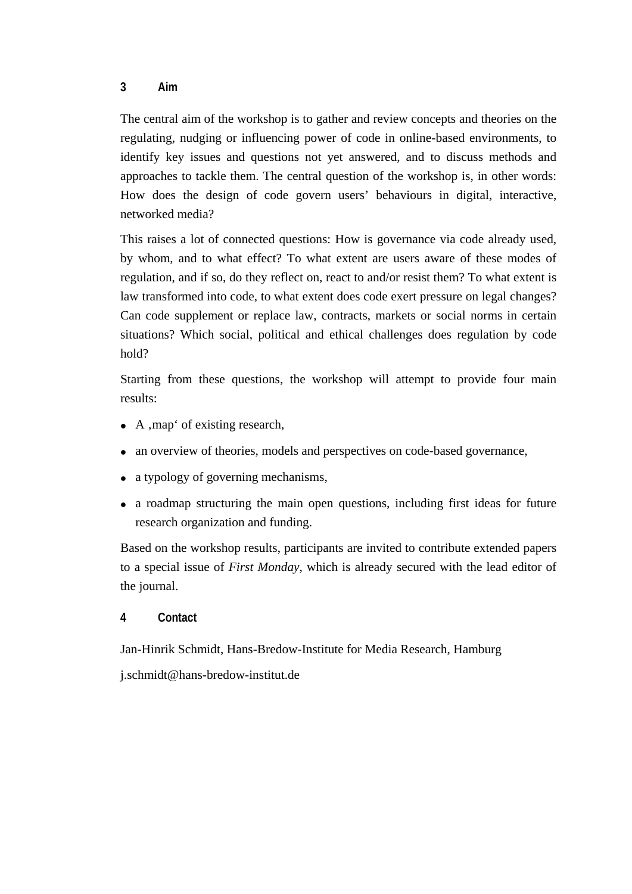## 3 Aim

The central aim of the workshop is to gather and review concepts and theories on the regulating, nudging or influencing power of code in online-based environments, to identify key issues and questions not yet answered, and to discuss methods and approaches to tackle them. The central question of the workshop is, in other words: How does the design of code govern users' behaviours in digital, interactive, networked media?

This raises a lot of connected questions: How is governance via code already used, by whom, and to what effect? To what extent are users aware of these modes of regulation, and if so, do they reflect on, react to and/or resist them? To what extent is law transformed into code, to what extent does code exert pressure on legal changes? Can code supplement or replace law, contracts, markets or social norms in certain situations? Which social, political and ethical challenges does regulation by code hold?

Starting from these questions, the workshop will attempt to provide four main results:

- A ‚map' of existing research,
- an overview of theories, models and perspectives on code-based governance,
- a typology of governing mechanisms,
- a roadmap structuring the main open questions, including first ideas for future research organization and funding.

Based on the workshop results, participants are invited to contribute extended papers to a special issue of *First Monday*, which is already secured with the lead editor of the journal.

## 4 Contact

Jan-Hinrik Schmidt, Hans-Bredow-Institute for Media Research, Hamburg

j.schmidt@hans-bredow-institut.de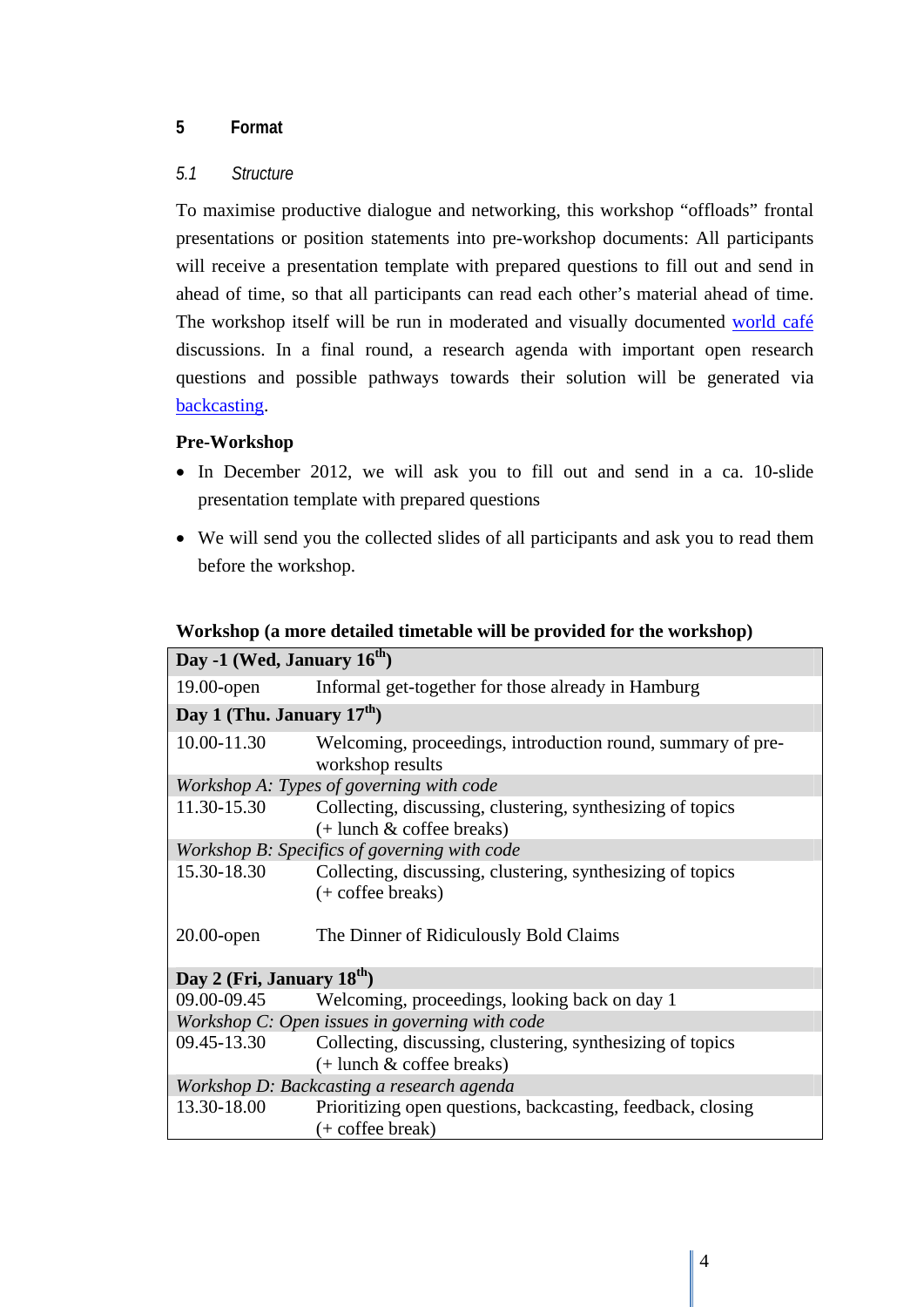## 5 Format

### 5.1 Structure

To maximise productive dialogue and networking, this workshop "offloads" frontal presentations or position statements into pre-workshop documents: All participants will receive a presentation template with prepared questions to fill out and send in ahead of time, so that all participants can read each other's material ahead of time. The workshop itself will be run in moderated and visually documented world café discussions. In a final round, a research agenda with important open research questions and possible pathways towards their solution will be generated via backcasting.

**Pre-Workshop**

- In December 2012, we will ask you to fill out and send in a ca. 10-slide presentation template with prepared questions
- We will send you the collected slides of all participants and ask you to read them before the workshop.

**Workshop (a more detailed timetable will be provided for the workshop)**

| **Day -1 (Wed, January 16th)** | |
|---|---|
| 19.00-open | Informal get-together for those already in Hamburg |
| **Day 1 (Thu. January 17th)** | |
| 10.00-11.30 | Welcoming, proceedings, introduction round, summary of pre-workshop results |
| *Workshop A: Types of governing with code* | |
| 11.30-15.30 | Collecting, discussing, clustering, synthesizing of topics (+ lunch & coffee breaks) |
| *Workshop B: Specifics of governing with code* | |
| 15.30-18.30 | Collecting, discussing, clustering, synthesizing of topics (+ coffee breaks) |
| 20.00-open | The Dinner of Ridiculously Bold Claims |
| **Day 2 (Fri, January 18th)** | |
| 09.00-09.45 | Welcoming, proceedings, looking back on day 1 |
| *Workshop C: Open issues in governing with code* | |
| 09.45-13.30 | Collecting, discussing, clustering, synthesizing of topics (+ lunch & coffee breaks) |
| *Workshop D: Backcasting a research agenda* | |
| 13.30-18.00 | Prioritizing open questions, backcasting, feedback, closing (+ coffee break) |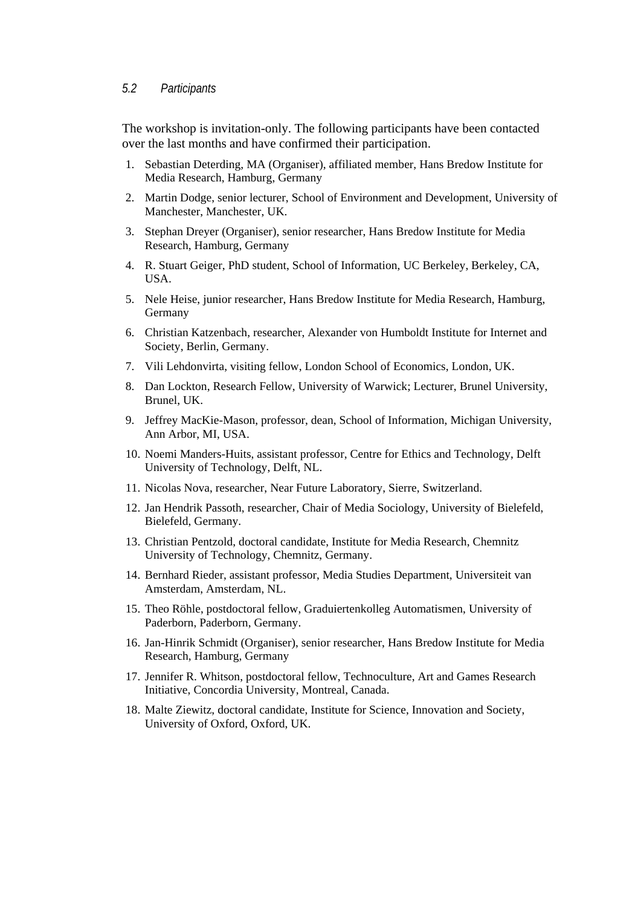### 5.2 Participants

The workshop is invitation-only. The following participants have been contacted over the last months and have confirmed their participation.

1. Sebastian Deterding, MA (Organiser), affiliated member, Hans Bredow Institute for Media Research, Hamburg, Germany
2. Martin Dodge, senior lecturer, School of Environment and Development, University of Manchester, Manchester, UK.
3. Stephan Dreyer (Organiser), senior researcher, Hans Bredow Institute for Media Research, Hamburg, Germany
4. R. Stuart Geiger, PhD student, School of Information, UC Berkeley, Berkeley, CA, USA.
5. Nele Heise, junior researcher, Hans Bredow Institute for Media Research, Hamburg, Germany
6. Christian Katzenbach, researcher, Alexander von Humboldt Institute for Internet and Society, Berlin, Germany.
7. Vili Lehdonvirta, visiting fellow, London School of Economics, London, UK.
8. Dan Lockton, Research Fellow, University of Warwick; Lecturer, Brunel University, Brunel, UK.
9. Jeffrey MacKie-Mason, professor, dean, School of Information, Michigan University, Ann Arbor, MI, USA.
10. Noemi Manders-Huits, assistant professor, Centre for Ethics and Technology, Delft University of Technology, Delft, NL.
11. Nicolas Nova, researcher, Near Future Laboratory, Sierre, Switzerland.
12. Jan Hendrik Passoth, researcher, Chair of Media Sociology, University of Bielefeld, Bielefeld, Germany.
13. Christian Pentzold, doctoral candidate, Institute for Media Research, Chemnitz University of Technology, Chemnitz, Germany.
14. Bernhard Rieder, assistant professor, Media Studies Department, Universiteit van Amsterdam, Amsterdam, NL.
15. Theo Röhle, postdoctoral fellow, Graduiertenkolleg Automatismen, University of Paderborn, Paderborn, Germany.
16. Jan-Hinrik Schmidt (Organiser), senior researcher, Hans Bredow Institute for Media Research, Hamburg, Germany
17. Jennifer R. Whitson, postdoctoral fellow, Technoculture, Art and Games Research Initiative, Concordia University, Montreal, Canada.
18. Malte Ziewitz, doctoral candidate, Institute for Science, Innovation and Society, University of Oxford, Oxford, UK.